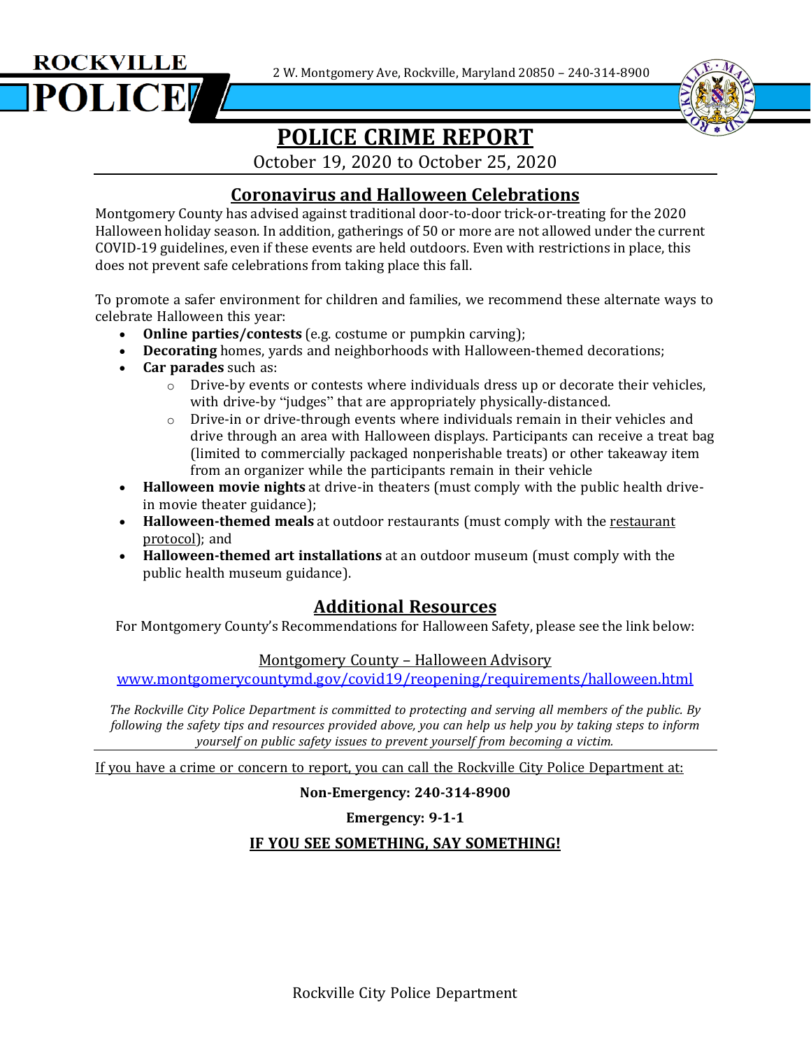ROCKVILLE POLICE

2 W. Montgomery Ave, Rockville, Maryland 20850 – 240-314-8900

# POLICE CRIME REPORT

October 19, 2020 to October 25, 2020

## Coronavirus and Halloween Celebrations

Montgomery County has advised against traditional door-to-door trick-or-treating for the 2020 Halloween holiday season. In addition, gatherings of 50 or more are not allowed under the current COVID-19 guidelines, even if these events are held outdoors. Even with restrictions in place, this does not prevent safe celebrations from taking place this fall.

To promote a safer environment for children and families, we recommend these alternate ways to celebrate Halloween this year:

- **Online parties/contests** (e.g. costume or pumpkin carving);
- **Decorating** homes, yards and neighborhoods with Halloween-themed decorations;
- **Car parades** such as:
  - Drive-by events or contests where individuals dress up or decorate their vehicles, with drive-by "judges" that are appropriately physically-distanced.
  - Drive-in or drive-through events where individuals remain in their vehicles and drive through an area with Halloween displays. Participants can receive a treat bag (limited to commercially packaged nonperishable treats) or other takeaway item from an organizer while the participants remain in their vehicle
- **Halloween movie nights** at drive-in theaters (must comply with the public health drive-in movie theater guidance);
- **Halloween-themed meals** at outdoor restaurants (must comply with the restaurant protocol); and
- **Halloween-themed art installations** at an outdoor museum (must comply with the public health museum guidance).

## Additional Resources

For Montgomery County's Recommendations for Halloween Safety, please see the link below:

Montgomery County – Halloween Advisory

www.montgomerycountymd.gov/covid19/reopening/requirements/halloween.html

*The Rockville City Police Department is committed to protecting and serving all members of the public. By following the safety tips and resources provided above, you can help us help you by taking steps to inform yourself on public safety issues to prevent yourself from becoming a victim.*

If you have a crime or concern to report, you can call the Rockville City Police Department at:

**Non-Emergency: 240-314-8900**

**Emergency: 9-1-1**

**IF YOU SEE SOMETHING, SAY SOMETHING!**

Rockville City Police Department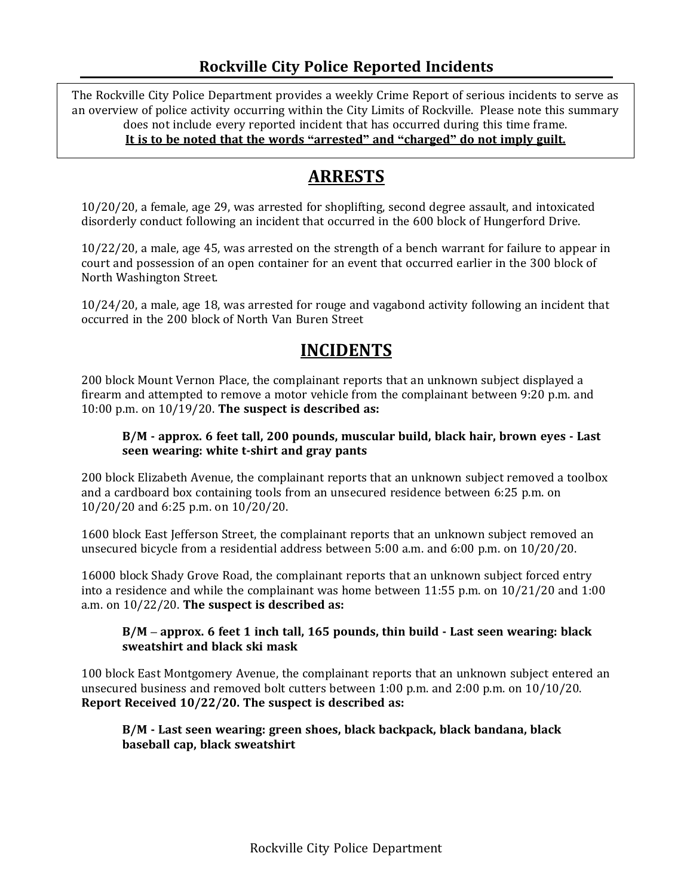## Rockville City Police Reported Incidents

The Rockville City Police Department provides a weekly Crime Report of serious incidents to serve as an overview of police activity occurring within the City Limits of Rockville. Please note this summary does not include every reported incident that has occurred during this time frame.
**It is to be noted that the words "arrested" and "charged" do not imply guilt.**

# ARRESTS

10/20/20, a female, age 29, was arrested for shoplifting, second degree assault, and intoxicated disorderly conduct following an incident that occurred in the 600 block of Hungerford Drive.

10/22/20, a male, age 45, was arrested on the strength of a bench warrant for failure to appear in court and possession of an open container for an event that occurred earlier in the 300 block of North Washington Street.

10/24/20, a male, age 18, was arrested for rouge and vagabond activity following an incident that occurred in the 200 block of North Van Buren Street

# INCIDENTS

200 block Mount Vernon Place, the complainant reports that an unknown subject displayed a firearm and attempted to remove a motor vehicle from the complainant between 9:20 p.m. and 10:00 p.m. on 10/19/20. **The suspect is described as:**

> **B/M - approx. 6 feet tall, 200 pounds, muscular build, black hair, brown eyes - Last seen wearing: white t-shirt and gray pants**

200 block Elizabeth Avenue, the complainant reports that an unknown subject removed a toolbox and a cardboard box containing tools from an unsecured residence between 6:25 p.m. on 10/20/20 and 6:25 p.m. on 10/20/20.

1600 block East Jefferson Street, the complainant reports that an unknown subject removed an unsecured bicycle from a residential address between 5:00 a.m. and 6:00 p.m. on 10/20/20.

16000 block Shady Grove Road, the complainant reports that an unknown subject forced entry into a residence and while the complainant was home between 11:55 p.m. on 10/21/20 and 1:00 a.m. on 10/22/20. **The suspect is described as:**

> **B/M – approx. 6 feet 1 inch tall, 165 pounds, thin build - Last seen wearing: black sweatshirt and black ski mask**

100 block East Montgomery Avenue, the complainant reports that an unknown subject entered an unsecured business and removed bolt cutters between 1:00 p.m. and 2:00 p.m. on 10/10/20. **Report Received 10/22/20. The suspect is described as:**

> **B/M - Last seen wearing: green shoes, black backpack, black bandana, black baseball cap, black sweatshirt**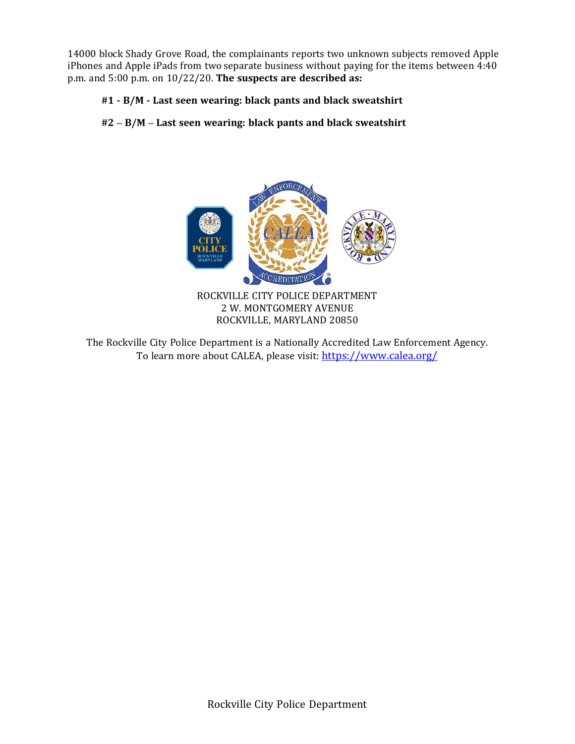14000 block Shady Grove Road, the complainants reports two unknown subjects removed Apple iPhones and Apple iPads from two separate business without paying for the items between 4:40 p.m. and 5:00 p.m. on 10/22/20. **The suspects are described as:**

**#1 - B/M - Last seen wearing: black pants and black sweatshirt**

**#2 – B/M – Last seen wearing: black pants and black sweatshirt**

ROCKVILLE CITY POLICE DEPARTMENT
2 W. MONTGOMERY AVENUE
ROCKVILLE, MARYLAND 20850

The Rockville City Police Department is a Nationally Accredited Law Enforcement Agency.
To learn more about CALEA, please visit: https://www.calea.org/